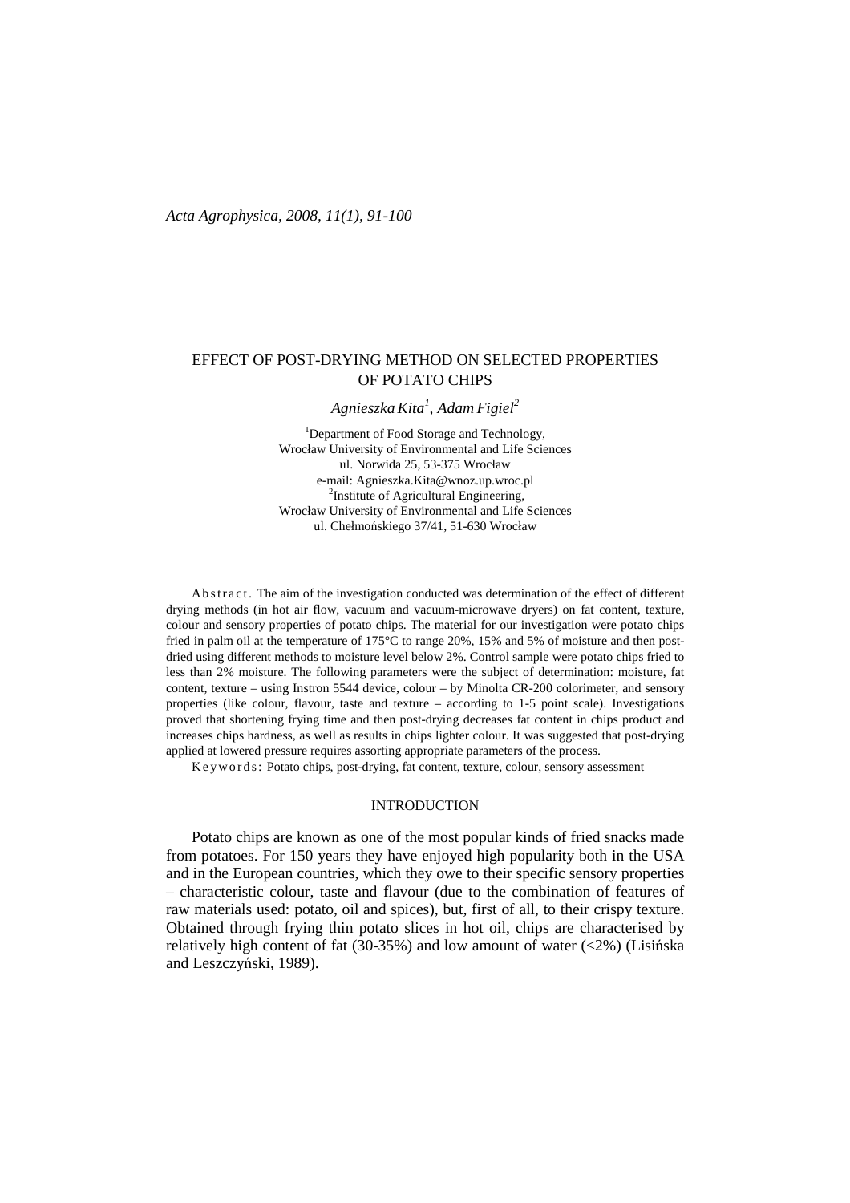# EFFECT OF POST-DRYING METHOD ON SELECTED PROPERTIES OF POTATO CHIPS

*Agnieszka Kita[1], Adam Figiel[2]*

[1]Department of Food Storage and Technology,
Wrocław University of Environmental and Life Sciences
ul. Norwida 25, 53-375 Wrocław
e-mail: Agnieszka.Kita@wnoz.up.wroc.pl
[2]Institute of Agricultural Engineering,
Wrocław University of Environmental and Life Sciences
ul. Chełmońskiego 37/41, 51-630 Wrocław

A b s t r a c t. The aim of the investigation conducted was determination of the effect of different drying methods (in hot air flow, vacuum and vacuum-microwave dryers) on fat content, texture, colour and sensory properties of potato chips. The material for our investigation were potato chips fried in palm oil at the temperature of 175°C to range 20%, 15% and 5% of moisture and then post-dried using different methods to moisture level below 2%. Control sample were potato chips fried to less than 2% moisture. The following parameters were the subject of determination: moisture, fat content, texture – using Instron 5544 device, colour – by Minolta CR-200 colorimeter, and sensory properties (like colour, flavour, taste and texture – according to 1-5 point scale). Investigations proved that shortening frying time and then post-drying decreases fat content in chips product and increases chips hardness, as well as results in chips lighter colour. It was suggested that post-drying applied at lowered pressure requires assorting appropriate parameters of the process.

K e y w o r d s: Potato chips, post-drying, fat content, texture, colour, sensory assessment

## INTRODUCTION

Potato chips are known as one of the most popular kinds of fried snacks made from potatoes. For 150 years they have enjoyed high popularity both in the USA and in the European countries, which they owe to their specific sensory properties – characteristic colour, taste and flavour (due to the combination of features of raw materials used: potato, oil and spices), but, first of all, to their crispy texture. Obtained through frying thin potato slices in hot oil, chips are characterised by relatively high content of fat (30-35%) and low amount of water (<2%) (Lisińska and Leszczyński, 1989).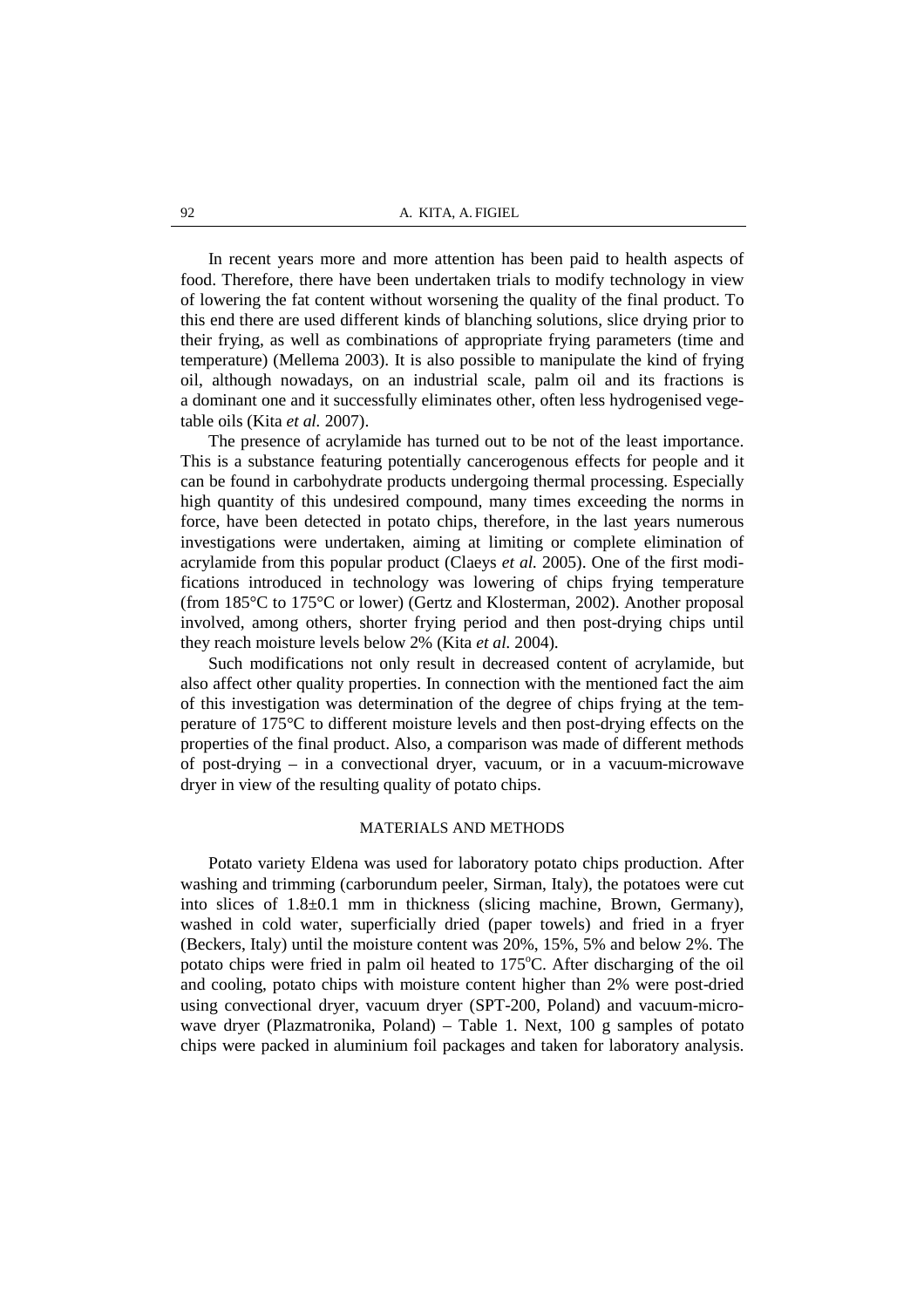In recent years more and more attention has been paid to health aspects of food. Therefore, there have been undertaken trials to modify technology in view of lowering the fat content without worsening the quality of the final product. To this end there are used different kinds of blanching solutions, slice drying prior to their frying, as well as combinations of appropriate frying parameters (time and temperature) (Mellema 2003). It is also possible to manipulate the kind of frying oil, although nowadays, on an industrial scale, palm oil and its fractions is a dominant one and it successfully eliminates other, often less hydrogenised vegetable oils (Kita *et al.* 2007).

The presence of acrylamide has turned out to be not of the least importance. This is a substance featuring potentially cancerogenous effects for people and it can be found in carbohydrate products undergoing thermal processing. Especially high quantity of this undesired compound, many times exceeding the norms in force, have been detected in potato chips, therefore, in the last years numerous investigations were undertaken, aiming at limiting or complete elimination of acrylamide from this popular product (Claeys *et al.* 2005). One of the first modifications introduced in technology was lowering of chips frying temperature (from 185°C to 175°C or lower) (Gertz and Klosterman, 2002). Another proposal involved, among others, shorter frying period and then post-drying chips until they reach moisture levels below 2% (Kita *et al.* 2004).

Such modifications not only result in decreased content of acrylamide, but also affect other quality properties. In connection with the mentioned fact the aim of this investigation was determination of the degree of chips frying at the temperature of 175°C to different moisture levels and then post-drying effects on the properties of the final product. Also, a comparison was made of different methods of post-drying – in a convectional dryer, vacuum, or in a vacuum-microwave dryer in view of the resulting quality of potato chips.

## MATERIALS AND METHODS

Potato variety Eldena was used for laboratory potato chips production. After washing and trimming (carborundum peeler, Sirman, Italy), the potatoes were cut into slices of 1.8±0.1 mm in thickness (slicing machine, Brown, Germany), washed in cold water, superficially dried (paper towels) and fried in a fryer (Beckers, Italy) until the moisture content was 20%, 15%, 5% and below 2%. The potato chips were fried in palm oil heated to 175°C. After discharging of the oil and cooling, potato chips with moisture content higher than 2% were post-dried using convectional dryer, vacuum dryer (SPT-200, Poland) and vacuum-microwave dryer (Plazmatronika, Poland) – Table 1. Next, 100 g samples of potato chips were packed in aluminium foil packages and taken for laboratory analysis.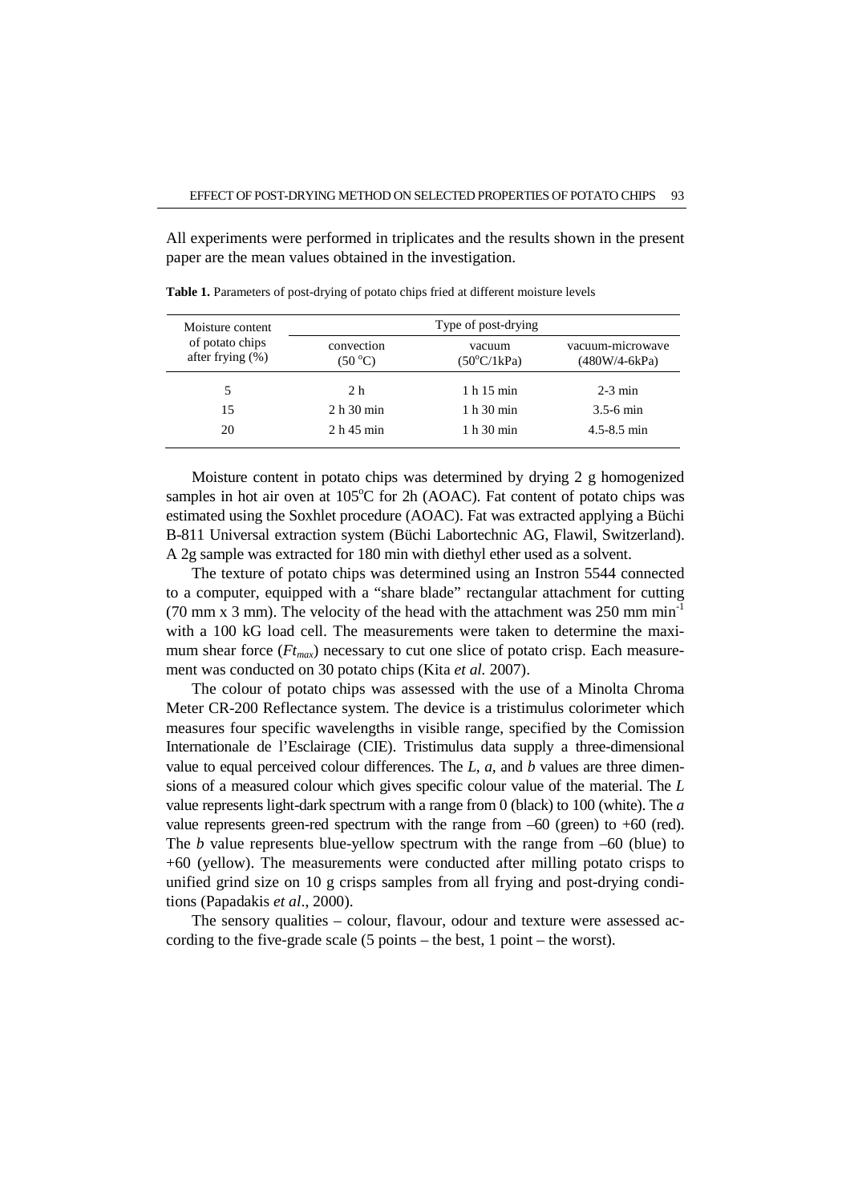All experiments were performed in triplicates and the results shown in the present paper are the mean values obtained in the investigation.

**Table 1.** Parameters of post-drying of potato chips fried at different moisture levels

| Moisture content of potato chips after frying (%) | Type of post-drying | | |
|---|---|---|---|
| | convection (50 °C) | vacuum (50°C/1kPa) | vacuum-microwave (480W/4-6kPa) |
| 5 | 2 h | 1 h 15 min | 2-3 min |
| 15 | 2 h 30 min | 1 h 30 min | 3.5-6 min |
| 20 | 2 h 45 min | 1 h 30 min | 4.5-8.5 min |

Moisture content in potato chips was determined by drying 2 g homogenized samples in hot air oven at 105°C for 2h (AOAC). Fat content of potato chips was estimated using the Soxhlet procedure (AOAC). Fat was extracted applying a Büchi B-811 Universal extraction system (Büchi Labortechnic AG, Flawil, Switzerland). A 2g sample was extracted for 180 min with diethyl ether used as a solvent.

The texture of potato chips was determined using an Instron 5544 connected to a computer, equipped with a "share blade" rectangular attachment for cutting (70 mm x 3 mm). The velocity of the head with the attachment was 250 mm min$^{-1}$ with a 100 kG load cell. The measurements were taken to determine the maximum shear force ($Ft_{max}$) necessary to cut one slice of potato crisp. Each measurement was conducted on 30 potato chips (Kita *et al.* 2007).

The colour of potato chips was assessed with the use of a Minolta Chroma Meter CR-200 Reflectance system. The device is a tristimulus colorimeter which measures four specific wavelengths in visible range, specified by the Comission Internationale de l'Esclairage (CIE). Tristimulus data supply a three-dimensional value to equal perceived colour differences. The *L*, *a*, and *b* values are three dimensions of a measured colour which gives specific colour value of the material. The *L* value represents light-dark spectrum with a range from 0 (black) to 100 (white). The *a* value represents green-red spectrum with the range from –60 (green) to +60 (red). The *b* value represents blue-yellow spectrum with the range from –60 (blue) to +60 (yellow). The measurements were conducted after milling potato crisps to unified grind size on 10 g crisps samples from all frying and post-drying conditions (Papadakis *et al*., 2000).

The sensory qualities – colour, flavour, odour and texture were assessed according to the five-grade scale (5 points – the best, 1 point – the worst).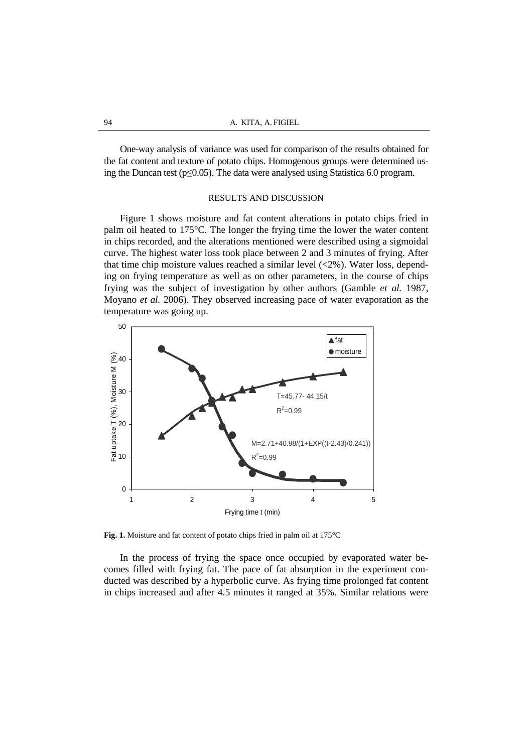One-way analysis of variance was used for comparison of the results obtained for the fat content and texture of potato chips. Homogenous groups were determined using the Duncan test ($p \leq 0.05$). The data were analysed using Statistica 6.0 program.

## RESULTS AND DISCUSSION

Figure 1 shows moisture and fat content alterations in potato chips fried in palm oil heated to 175°C. The longer the frying time the lower the water content in chips recorded, and the alterations mentioned were described using a sigmoidal curve. The highest water loss took place between 2 and 3 minutes of frying. After that time chip moisture values reached a similar level (<2%). Water loss, depending on frying temperature as well as on other parameters, in the course of chips frying was the subject of investigation by other authors (Gamble *et al.* 1987, Moyano *et al.* 2006). They observed increasing pace of water evaporation as the temperature was going up.

**Fig. 1.** Moisture and fat content of potato chips fried in palm oil at 175°C

In the process of frying the space once occupied by evaporated water becomes filled with frying fat. The pace of fat absorption in the experiment conducted was described by a hyperbolic curve. As frying time prolonged fat content in chips increased and after 4.5 minutes it ranged at 35%. Similar relations were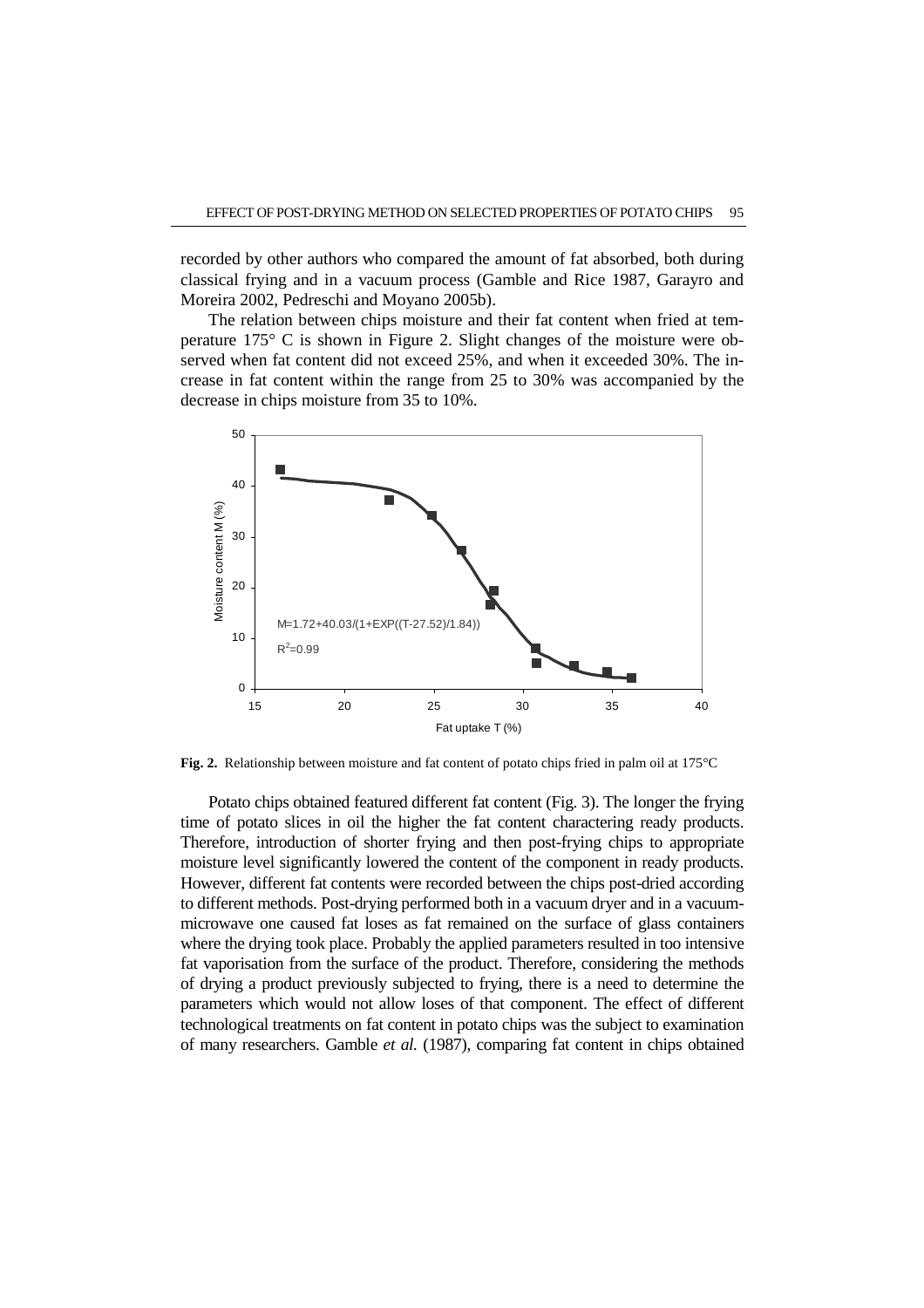recorded by other authors who compared the amount of fat absorbed, both during classical frying and in a vacuum process (Gamble and Rice 1987, Garayro and Moreira 2002, Pedreschi and Moyano 2005b).

The relation between chips moisture and their fat content when fried at temperature 175° C is shown in Figure 2. Slight changes of the moisture were observed when fat content did not exceed 25%, and when it exceeded 30%. The increase in fat content within the range from 25 to 30% was accompanied by the decrease in chips moisture from 35 to 10%.

$$M=1.72+40.03/(1+EXP((T-27.52)/1.84))$$

$R^2=0.99$

**Fig. 2.** Relationship between moisture and fat content of potato chips fried in palm oil at 175°C

Potato chips obtained featured different fat content (Fig. 3). The longer the frying time of potato slices in oil the higher the fat content charactering ready products. Therefore, introduction of shorter frying and then post-frying chips to appropriate moisture level significantly lowered the content of the component in ready products. However, different fat contents were recorded between the chips post-dried according to different methods. Post-drying performed both in a vacuum dryer and in a vacuum-microwave one caused fat loses as fat remained on the surface of glass containers where the drying took place. Probably the applied parameters resulted in too intensive fat vaporisation from the surface of the product. Therefore, considering the methods of drying a product previously subjected to frying, there is a need to determine the parameters which would not allow loses of that component. The effect of different technological treatments on fat content in potato chips was the subject to examination of many researchers. Gamble *et al.* (1987), comparing fat content in chips obtained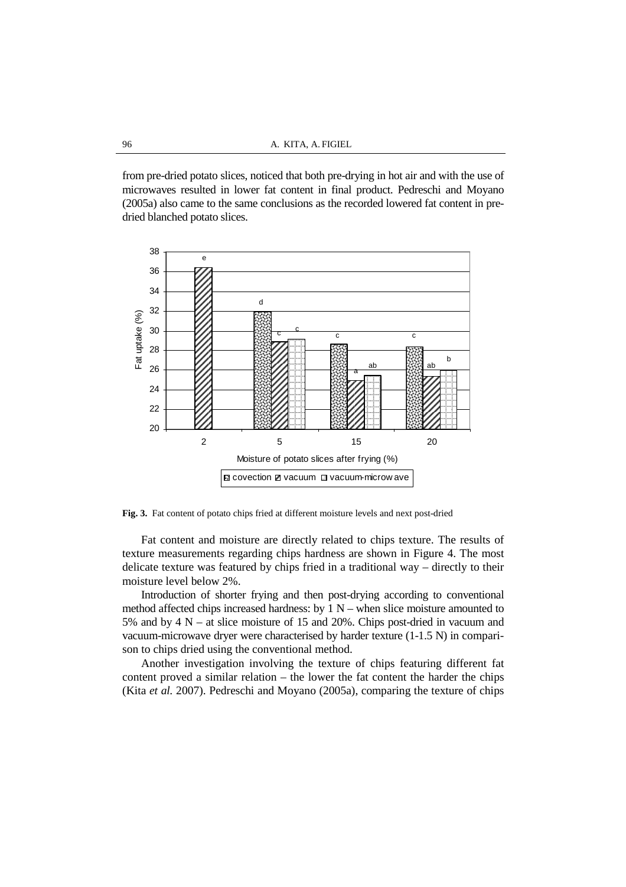from pre-dried potato slices, noticed that both pre-drying in hot air and with the use of microwaves resulted in lower fat content in final product. Pedreschi and Moyano (2005a) also came to the same conclusions as the recorded lowered fat content in pre-dried blanched potato slices.

**Fig. 3.** Fat content of potato chips fried at different moisture levels and next post-dried

Fat content and moisture are directly related to chips texture. The results of texture measurements regarding chips hardness are shown in Figure 4. The most delicate texture was featured by chips fried in a traditional way – directly to their moisture level below 2%.

Introduction of shorter frying and then post-drying according to conventional method affected chips increased hardness: by 1 N – when slice moisture amounted to 5% and by 4 N – at slice moisture of 15 and 20%. Chips post-dried in vacuum and vacuum-microwave dryer were characterised by harder texture (1-1.5 N) in comparison to chips dried using the conventional method.

Another investigation involving the texture of chips featuring different fat content proved a similar relation – the lower the fat content the harder the chips (Kita *et al.* 2007). Pedreschi and Moyano (2005a), comparing the texture of chips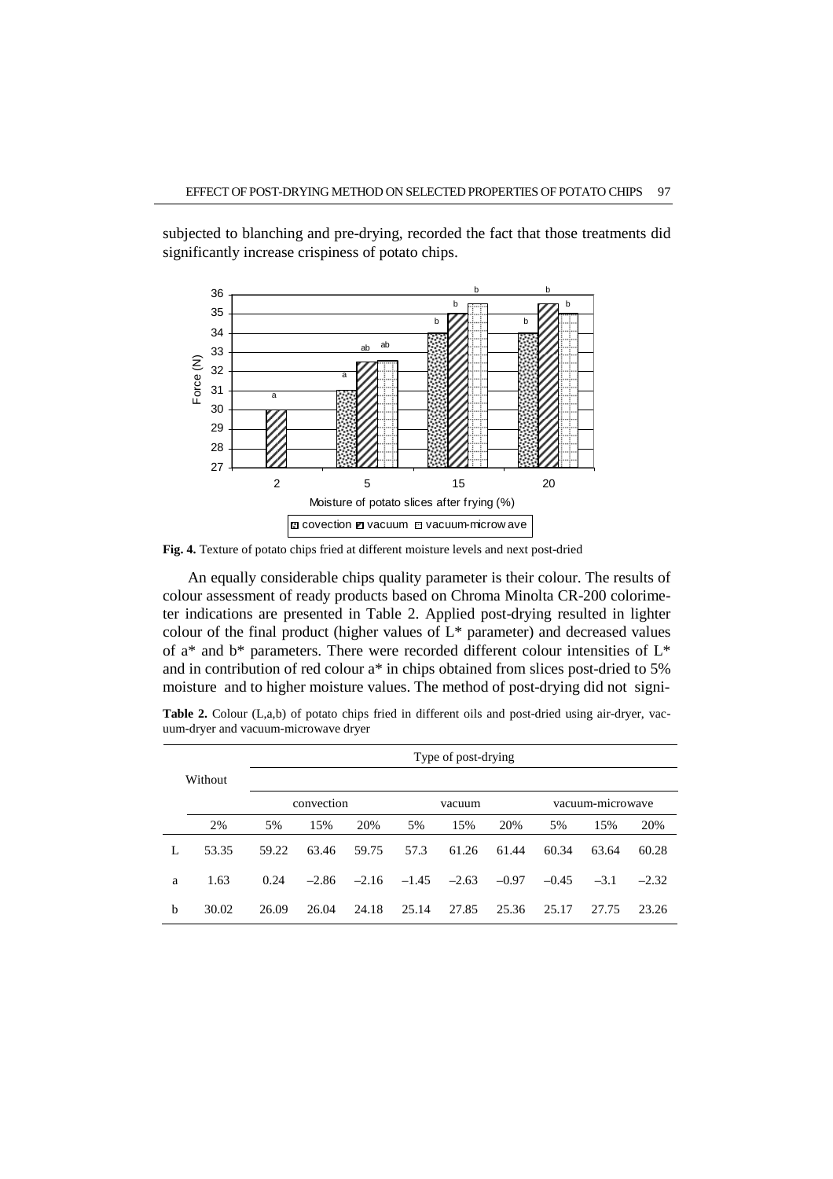subjected to blanching and pre-drying, recorded the fact that those treatments did significantly increase crispiness of potato chips.

**Fig. 4.** Texture of potato chips fried at different moisture levels and next post-dried

An equally considerable chips quality parameter is their colour. The results of colour assessment of ready products based on Chroma Minolta CR-200 colorimeter indications are presented in Table 2. Applied post-drying resulted in lighter colour of the final product (higher values of L* parameter) and decreased values of a* and b* parameters. There were recorded different colour intensities of L* and in contribution of red colour a* in chips obtained from slices post-dried to 5% moisture and to higher moisture values. The method of post-drying did not signi-

**Table 2.** Colour (L,a,b) of potato chips fried in different oils and post-dried using air-dryer, vacuum-dryer and vacuum-microwave dryer

| | Without | Type of post-drying | | | | | | | | |
|---|---|---|---|---|---|---|---|---|---|---|
| | | convection | | | vacuum | | | vacuum-microwave | | |
| | 2% | 5% | 15% | 20% | 5% | 15% | 20% | 5% | 15% | 20% |
| L | 53.35 | 59.22 | 63.46 | 59.75 | 57.3 | 61.26 | 61.44 | 60.34 | 63.64 | 60.28 |
| a | 1.63 | 0.24 | –2.86 | –2.16 | –1.45 | –2.63 | –0.97 | –0.45 | –3.1 | –2.32 |
| b | 30.02 | 26.09 | 26.04 | 24.18 | 25.14 | 27.85 | 25.36 | 25.17 | 27.75 | 23.26 |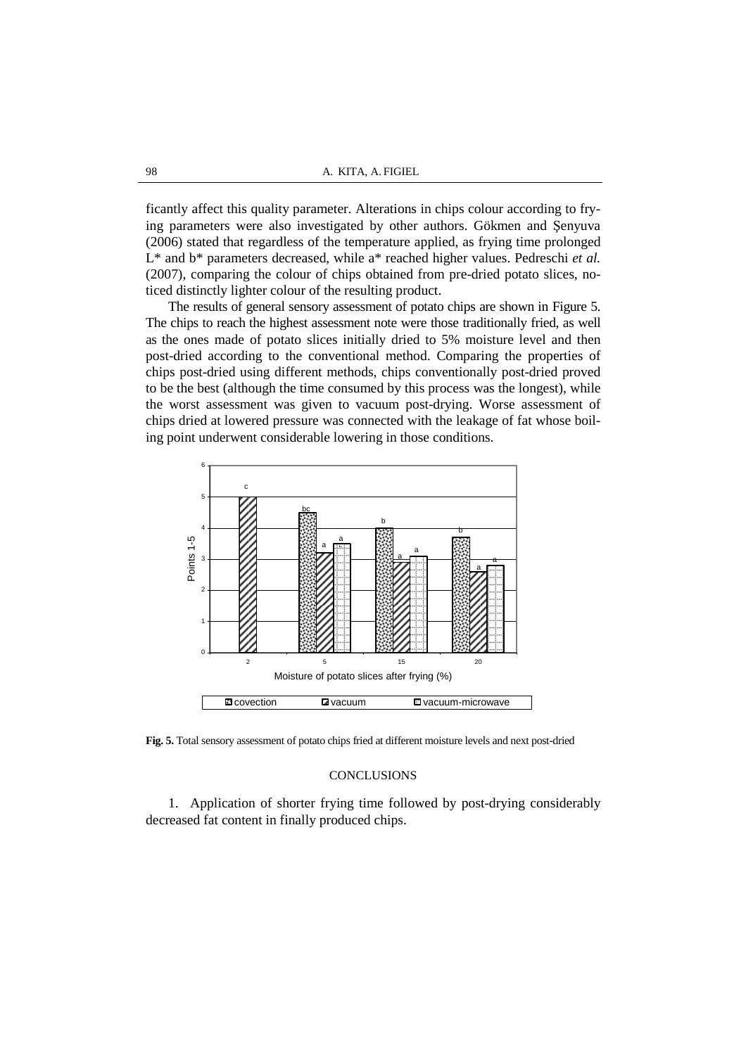ficantly affect this quality parameter. Alterations in chips colour according to frying parameters were also investigated by other authors. Gökmen and Şenyuva (2006) stated that regardless of the temperature applied, as frying time prolonged L* and b* parameters decreased, while a* reached higher values. Pedreschi *et al.* (2007), comparing the colour of chips obtained from pre-dried potato slices, noticed distinctly lighter colour of the resulting product.

The results of general sensory assessment of potato chips are shown in Figure 5. The chips to reach the highest assessment note were those traditionally fried, as well as the ones made of potato slices initially dried to 5% moisture level and then post-dried according to the conventional method. Comparing the properties of chips post-dried using different methods, chips conventionally post-dried proved to be the best (although the time consumed by this process was the longest), while the worst assessment was given to vacuum post-drying. Worse assessment of chips dried at lowered pressure was connected with the leakage of fat whose boiling point underwent considerable lowering in those conditions.

**Fig. 5.** Total sensory assessment of potato chips fried at different moisture levels and next post-dried

## CONCLUSIONS

1. Application of shorter frying time followed by post-drying considerably decreased fat content in finally produced chips.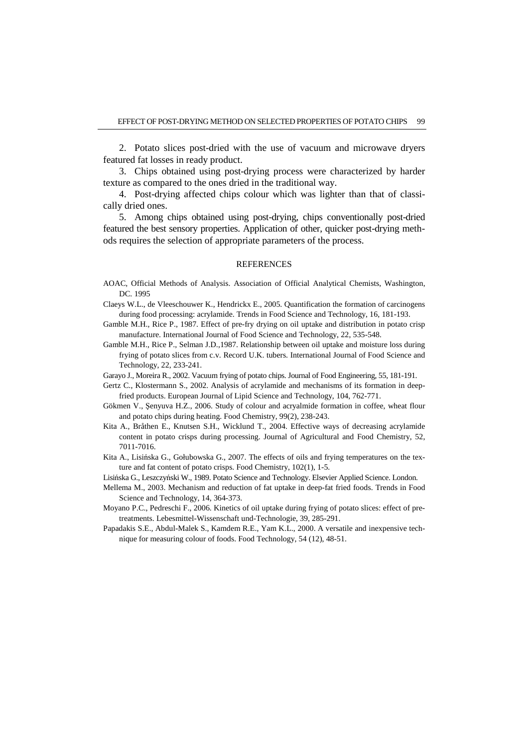2. Potato slices post-dried with the use of vacuum and microwave dryers featured fat losses in ready product.

3. Chips obtained using post-drying process were characterized by harder texture as compared to the ones dried in the traditional way.

4. Post-drying affected chips colour which was lighter than that of classically dried ones.

5. Among chips obtained using post-drying, chips conventionally post-dried featured the best sensory properties. Application of other, quicker post-drying methods requires the selection of appropriate parameters of the process.

## REFERENCES

AOAC, Official Methods of Analysis. Association of Official Analytical Chemists, Washington, DC. 1995

Claeys W.L., de Vleeschouwer K., Hendrickx E., 2005. Quantification the formation of carcinogens during food processing: acrylamide. Trends in Food Science and Technology, 16, 181-193.

Gamble M.H., Rice P., 1987. Effect of pre-fry drying on oil uptake and distribution in potato crisp manufacture. International Journal of Food Science and Technology, 22, 535-548.

Gamble M.H., Rice P., Selman J.D.,1987. Relationship between oil uptake and moisture loss during frying of potato slices from c.v. Record U.K. tubers. International Journal of Food Science and Technology, 22, 233-241.

Garayo J., Moreira R., 2002. Vacuum frying of potato chips. Journal of Food Engineering, 55, 181-191.

Gertz C., Klostermann S., 2002. Analysis of acrylamide and mechanisms of its formation in deep-fried products. European Journal of Lipid Science and Technology, 104, 762-771.

Gökmen V., Şenyuva H.Z., 2006. Study of colour and acryalmide formation in coffee, wheat flour and potato chips during heating. Food Chemistry, 99(2), 238-243.

Kita A., Bråthen E., Knutsen S.H., Wicklund T., 2004. Effective ways of decreasing acrylamide content in potato crisps during processing. Journal of Agricultural and Food Chemistry, 52, 7011-7016.

Kita A., Lisińska G., Gołubowska G., 2007. The effects of oils and frying temperatures on the texture and fat content of potato crisps. Food Chemistry, 102(1), 1-5.

Lisińska G., Leszczyński W., 1989. Potato Science and Technology. Elsevier Applied Science. London.

Mellema M., 2003. Mechanism and reduction of fat uptake in deep-fat fried foods. Trends in Food Science and Technology, 14, 364-373.

Moyano P.C., Pedreschi F., 2006. Kinetics of oil uptake during frying of potato slices: effect of pretreatments. Lebesmittel-Wissenschaft und-Technologie, 39, 285-291.

Papadakis S.E., Abdul-Malek S., Kamdem R.E., Yam K.L., 2000. A versatile and inexpensive technique for measuring colour of foods. Food Technology, 54 (12), 48-51.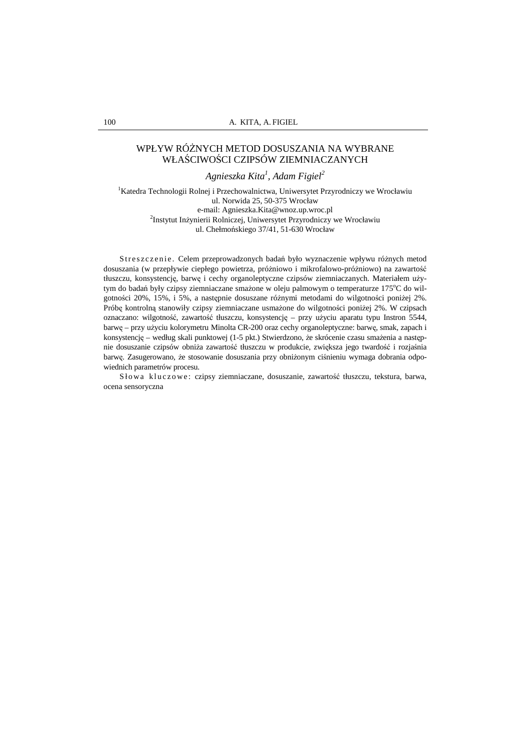# WPŁYW RÓŻNYCH METOD DOSUSZANIA NA WYBRANE WŁAŚCIWOŚCI CZIPSÓW ZIEMNIACZANYCH

*Agnieszka Kita*[1], *Adam Figiel*[2]

[1]Katedra Technologii Rolnej i Przechowalnictwa, Uniwersytet Przyrodniczy we Wrocławiu
ul. Norwida 25, 50-375 Wrocław
e-mail: Agnieszka.Kita@wnoz.up.wroc.pl
[2]Instytut Inżynierii Rolniczej, Uniwersytet Przyrodniczy we Wrocławiu
ul. Chełmońskiego 37/41, 51-630 Wrocław

Streszczenie. Celem przeprowadzonych badań było wyznaczenie wpływu różnych metod dosuszania (w przepływie ciepłego powietrza, próżniowo i mikrofalowo-próżniowo) na zawartość tłuszczu, konsystencję, barwę i cechy organoleptyczne czipsów ziemniaczanych. Materiałem użytym do badań były czipsy ziemniaczane smażone w oleju palmowym o temperaturze 175$^{o}$C do wilgotności 20%, 15%, i 5%, a następnie dosuszane różnymi metodami do wilgotności poniżej 2%. Próbę kontrolną stanowiły czipsy ziemniaczane usmażone do wilgotności poniżej 2%. W czipsach oznaczano: wilgotność, zawartość tłuszczu, konsystencję – przy użyciu aparatu typu Instron 5544, barwę – przy użyciu kolorymetru Minolta CR-200 oraz cechy organoleptyczne: barwę, smak, zapach i konsystencję – według skali punktowej (1-5 pkt.) Stwierdzono, że skrócenie czasu smażenia a następnie dosuszanie czipsów obniża zawartość tłuszczu w produkcie, zwiększa jego twardość i rozjaśnia barwę. Zasugerowano, że stosowanie dosuszania przy obniżonym ciśnieniu wymaga dobrania odpowiednich parametrów procesu.

Słowa kluczowe: czipsy ziemniaczane, dosuszanie, zawartość tłuszczu, tekstura, barwa, ocena sensoryczna